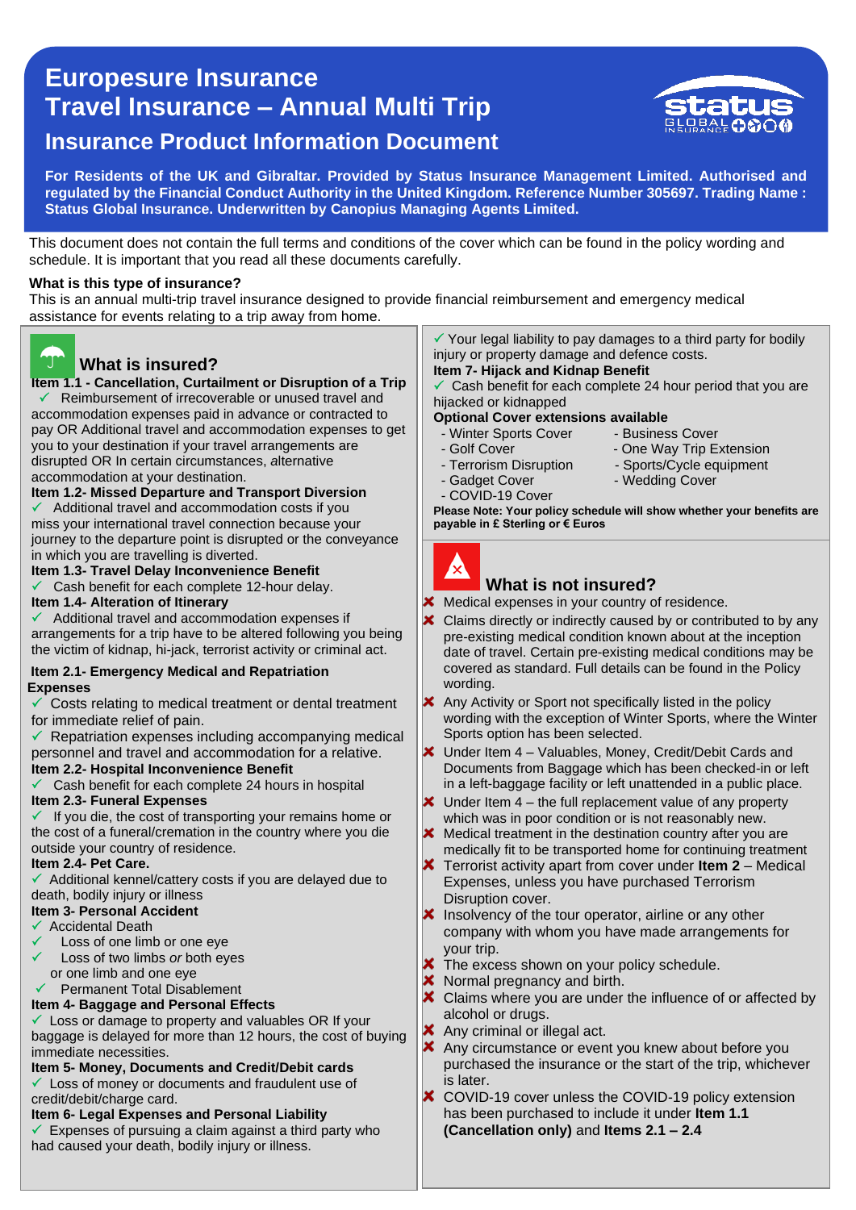# Europesure Insurance
# Travel Insurance – Annual Multi Trip
## Insurance Product Information Document

**For Residents of the UK and Gibraltar. Provided by Status Insurance Management Limited. Authorised and regulated by the Financial Conduct Authority in the United Kingdom. Reference Number 305697. Trading Name : Status Global Insurance. Underwritten by Canopius Managing Agents Limited.**

This document does not contain the full terms and conditions of the cover which can be found in the policy wording and schedule. It is important that you read all these documents carefully.

**What is this type of insurance?**
This is an annual multi-trip travel insurance designed to provide financial reimbursement and emergency medical assistance for events relating to a trip away from home.

## What is insured?

**Item 1.1 - Cancellation, Curtailment or Disruption of a Trip**
✓ Reimbursement of irrecoverable or unused travel and accommodation expenses paid in advance or contracted to pay OR Additional travel and accommodation expenses to get you to your destination if your travel arrangements are disrupted OR In certain circumstances, alternative accommodation at your destination.

**Item 1.2- Missed Departure and Transport Diversion**
✓ Additional travel and accommodation costs if you miss your international travel connection because your journey to the departure point is disrupted or the conveyance in which you are travelling is diverted.

**Item 1.3- Travel Delay Inconvenience Benefit**
✓ Cash benefit for each complete 12-hour delay.

**Item 1.4- Alteration of Itinerary**
✓ Additional travel and accommodation expenses if arrangements for a trip have to be altered following you being the victim of kidnap, hi-jack, terrorist activity or criminal act.

**Item 2.1- Emergency Medical and Repatriation Expenses**
✓ Costs relating to medical treatment or dental treatment for immediate relief of pain.
✓ Repatriation expenses including accompanying medical personnel and travel and accommodation for a relative.

**Item 2.2- Hospital Inconvenience Benefit**
✓ Cash benefit for each complete 24 hours in hospital

**Item 2.3- Funeral Expenses**
✓ If you die, the cost of transporting your remains home or the cost of a funeral/cremation in the country where you die outside your country of residence.

**Item 2.4- Pet Care.**
✓ Additional kennel/cattery costs if you are delayed due to death, bodily injury or illness

**Item 3- Personal Accident**
✓ Accidental Death
✓ Loss of one limb or one eye
✓ Loss of two limbs *or* both eyes or one limb and one eye
✓ Permanent Total Disablement

**Item 4- Baggage and Personal Effects**
✓ Loss or damage to property and valuables OR If your baggage is delayed for more than 12 hours, the cost of buying immediate necessities.

**Item 5- Money, Documents and Credit/Debit cards**
✓ Loss of money or documents and fraudulent use of credit/debit/charge card.

**Item 6- Legal Expenses and Personal Liability**
✓ Expenses of pursuing a claim against a third party who had caused your death, bodily injury or illness.
✓ Your legal liability to pay damages to a third party for bodily injury or property damage and defence costs.

**Item 7- Hijack and Kidnap Benefit**
✓ Cash benefit for each complete 24 hour period that you are hijacked or kidnapped

**Optional Cover extensions available**
- Winter Sports Cover
- Golf Cover
- Terrorism Disruption
- Gadget Cover
- COVID-19 Cover
- Business Cover
- One Way Trip Extension
- Sports/Cycle equipment
- Wedding Cover

**Please Note: Your policy schedule will show whether your benefits are payable in £ Sterling or € Euros**

## What is not insured?

✘ Medical expenses in your country of residence.
✘ Claims directly or indirectly caused by or contributed to by any pre-existing medical condition known about at the inception date of travel. Certain pre-existing medical conditions may be covered as standard. Full details can be found in the Policy wording.
✘ Any Activity or Sport not specifically listed in the policy wording with the exception of Winter Sports, where the Winter Sports option has been selected.
✘ Under Item 4 – Valuables, Money, Credit/Debit Cards and Documents from Baggage which has been checked-in or left in a left-baggage facility or left unattended in a public place.
✘ Under Item 4 – the full replacement value of any property which was in poor condition or is not reasonably new.
✘ Medical treatment in the destination country after you are medically fit to be transported home for continuing treatment
✘ Terrorist activity apart from cover under **Item 2** – Medical Expenses, unless you have purchased Terrorism Disruption cover.
✘ Insolvency of the tour operator, airline or any other company with whom you have made arrangements for your trip.
✘ The excess shown on your policy schedule.
✘ Normal pregnancy and birth.
✘ Claims where you are under the influence of or affected by alcohol or drugs.
✘ Any criminal or illegal act.
✘ Any circumstance or event you knew about before you purchased the insurance or the start of the trip, whichever is later.
✘ COVID-19 cover unless the COVID-19 policy extension has been purchased to include it under **Item 1.1 (Cancellation only)** and **Items 2.1 – 2.4**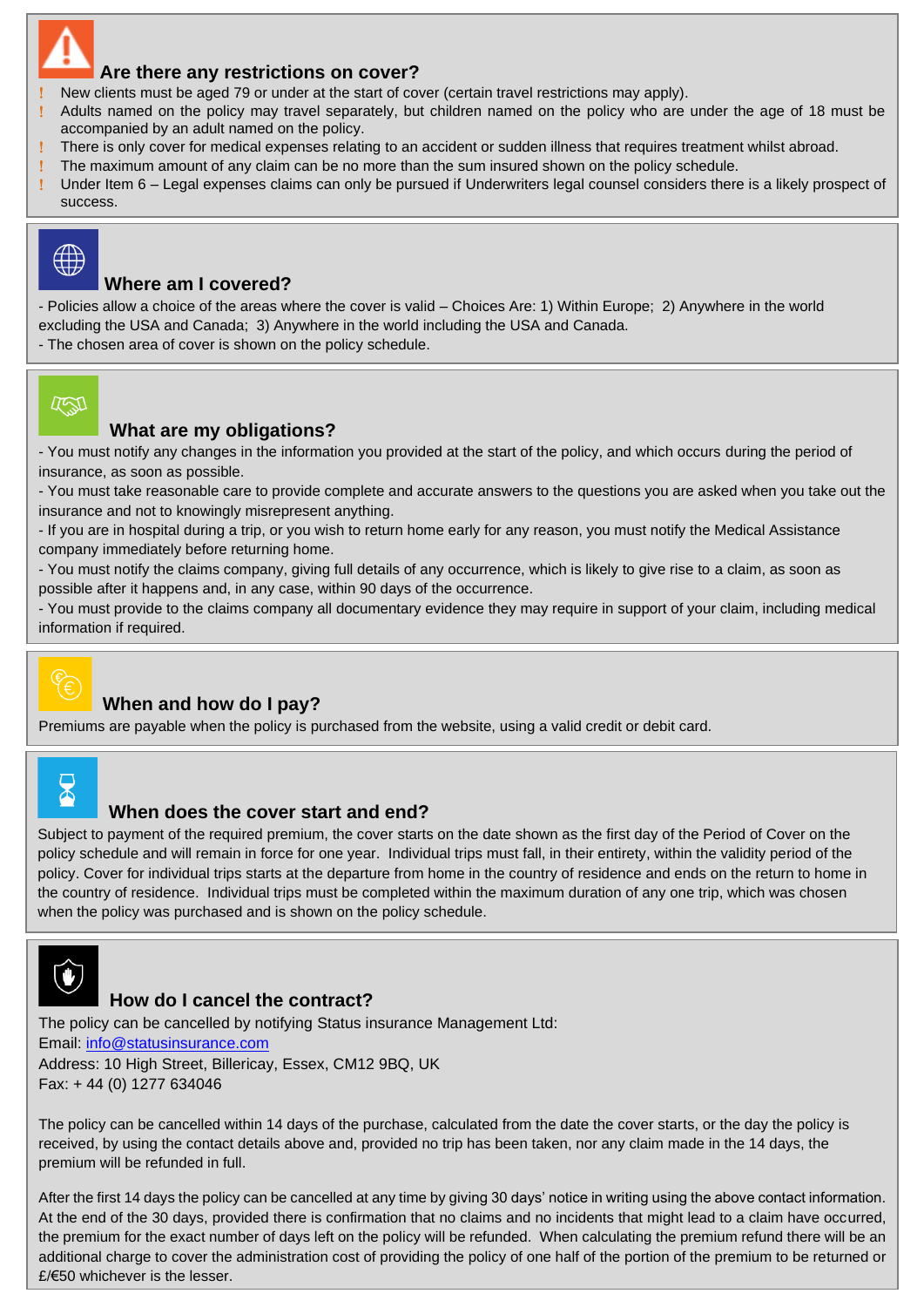## Are there any restrictions on cover?

- ! New clients must be aged 79 or under at the start of cover (certain travel restrictions may apply).
- ! Adults named on the policy may travel separately, but children named on the policy who are under the age of 18 must be accompanied by an adult named on the policy.
- ! There is only cover for medical expenses relating to an accident or sudden illness that requires treatment whilst abroad.
- ! The maximum amount of any claim can be no more than the sum insured shown on the policy schedule.
- ! Under Item 6 – Legal expenses claims can only be pursued if Underwriters legal counsel considers there is a likely prospect of success.

## Where am I covered?

- Policies allow a choice of the areas where the cover is valid – Choices Are: 1) Within Europe; 2) Anywhere in the world excluding the USA and Canada; 3) Anywhere in the world including the USA and Canada.
- The chosen area of cover is shown on the policy schedule.

## What are my obligations?

- You must notify any changes in the information you provided at the start of the policy, and which occurs during the period of insurance, as soon as possible.
- You must take reasonable care to provide complete and accurate answers to the questions you are asked when you take out the insurance and not to knowingly misrepresent anything.
- If you are in hospital during a trip, or you wish to return home early for any reason, you must notify the Medical Assistance company immediately before returning home.
- You must notify the claims company, giving full details of any occurrence, which is likely to give rise to a claim, as soon as possible after it happens and, in any case, within 90 days of the occurrence.
- You must provide to the claims company all documentary evidence they may require in support of your claim, including medical information if required.

## When and how do I pay?

Premiums are payable when the policy is purchased from the website, using a valid credit or debit card.

## When does the cover start and end?

Subject to payment of the required premium, the cover starts on the date shown as the first day of the Period of Cover on the policy schedule and will remain in force for one year. Individual trips must fall, in their entirety, within the validity period of the policy. Cover for individual trips starts at the departure from home in the country of residence and ends on the return to home in the country of residence. Individual trips must be completed within the maximum duration of any one trip, which was chosen when the policy was purchased and is shown on the policy schedule.

## How do I cancel the contract?

The policy can be cancelled by notifying Status insurance Management Ltd:
Email: info@statusinsurance.com
Address: 10 High Street, Billericay, Essex, CM12 9BQ, UK
Fax: + 44 (0) 1277 634046

The policy can be cancelled within 14 days of the purchase, calculated from the date the cover starts, or the day the policy is received, by using the contact details above and, provided no trip has been taken, nor any claim made in the 14 days, the premium will be refunded in full.

After the first 14 days the policy can be cancelled at any time by giving 30 days' notice in writing using the above contact information. At the end of the 30 days, provided there is confirmation that no claims and no incidents that might lead to a claim have occurred, the premium for the exact number of days left on the policy will be refunded. When calculating the premium refund there will be an additional charge to cover the administration cost of providing the policy of one half of the portion of the premium to be returned or £/€50 whichever is the lesser.